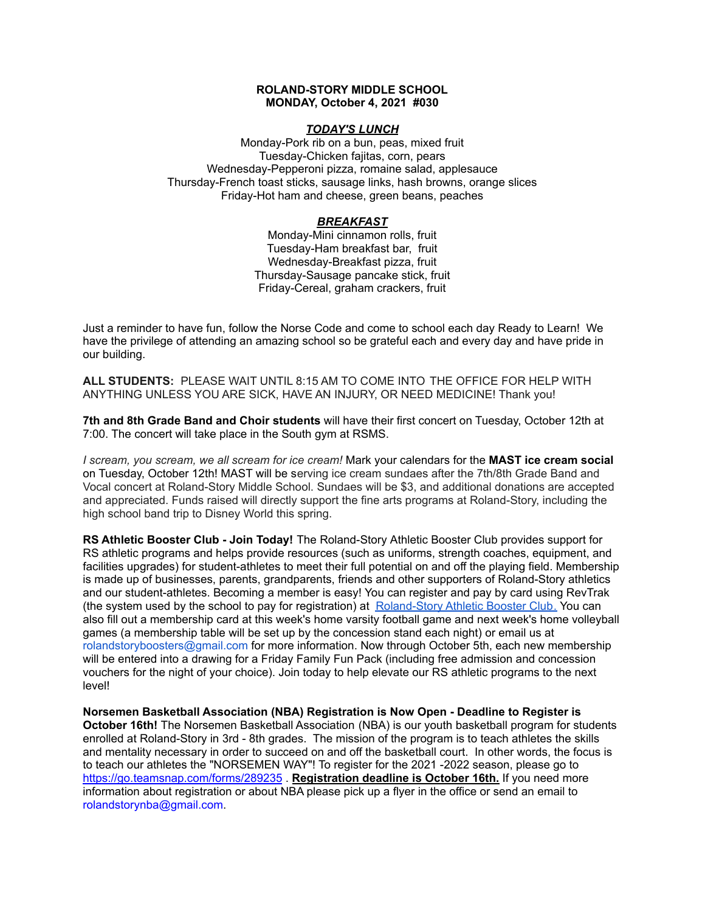**ROLAND-STORY MIDDLE SCHOOL**
**MONDAY, October 4, 2021 #030**

***TODAY'S LUNCH***

Monday-Pork rib on a bun, peas, mixed fruit
Tuesday-Chicken fajitas, corn, pears
Wednesday-Pepperoni pizza, romaine salad, applesauce
Thursday-French toast sticks, sausage links, hash browns, orange slices
Friday-Hot ham and cheese, green beans, peaches

***BREAKFAST***

Monday-Mini cinnamon rolls, fruit
Tuesday-Ham breakfast bar, fruit
Wednesday-Breakfast pizza, fruit
Thursday-Sausage pancake stick, fruit
Friday-Cereal, graham crackers, fruit

Just a reminder to have fun, follow the Norse Code and come to school each day Ready to Learn! We have the privilege of attending an amazing school so be grateful each and every day and have pride in our building.

**ALL STUDENTS:** PLEASE WAIT UNTIL 8:15 AM TO COME INTO THE OFFICE FOR HELP WITH ANYTHING UNLESS YOU ARE SICK, HAVE AN INJURY, OR NEED MEDICINE! Thank you!

**7th and 8th Grade Band and Choir students** will have their first concert on Tuesday, October 12th at 7:00. The concert will take place in the South gym at RSMS.

*I scream, you scream, we all scream for ice cream!* Mark your calendars for the **MAST ice cream social** on Tuesday, October 12th! MAST will be serving ice cream sundaes after the 7th/8th Grade Band and Vocal concert at Roland-Story Middle School. Sundaes will be $3, and additional donations are accepted and appreciated. Funds raised will directly support the fine arts programs at Roland-Story, including the high school band trip to Disney World this spring.

**RS Athletic Booster Club - Join Today!** The Roland-Story Athletic Booster Club provides support for RS athletic programs and helps provide resources (such as uniforms, strength coaches, equipment, and facilities upgrades) for student-athletes to meet their full potential on and off the playing field. Membership is made up of businesses, parents, grandparents, friends and other supporters of Roland-Story athletics and our student-athletes. Becoming a member is easy! You can register and pay by card using RevTrak (the system used by the school to pay for registration) at [Roland-Story Athletic Booster Club.]() You can also fill out a membership card at this week's home varsity football game and next week's home volleyball games (a membership table will be set up by the concession stand each night) or email us at rolandstoryboosters@gmail.com for more information. Now through October 5th, each new membership will be entered into a drawing for a Friday Family Fun Pack (including free admission and concession vouchers for the night of your choice). Join today to help elevate our RS athletic programs to the next level!

**Norsemen Basketball Association (NBA) Registration is Now Open - Deadline to Register is October 16th!** The Norsemen Basketball Association (NBA) is our youth basketball program for students enrolled at Roland-Story in 3rd - 8th grades. The mission of the program is to teach athletes the skills and mentality necessary in order to succeed on and off the basketball court. In other words, the focus is to teach our athletes the "NORSEMEN WAY"! To register for the 2021 -2022 season, please go to https://go.teamsnap.com/forms/289235 . **Registration deadline is October 16th.** If you need more information about registration or about NBA please pick up a flyer in the office or send an email to rolandstorynba@gmail.com.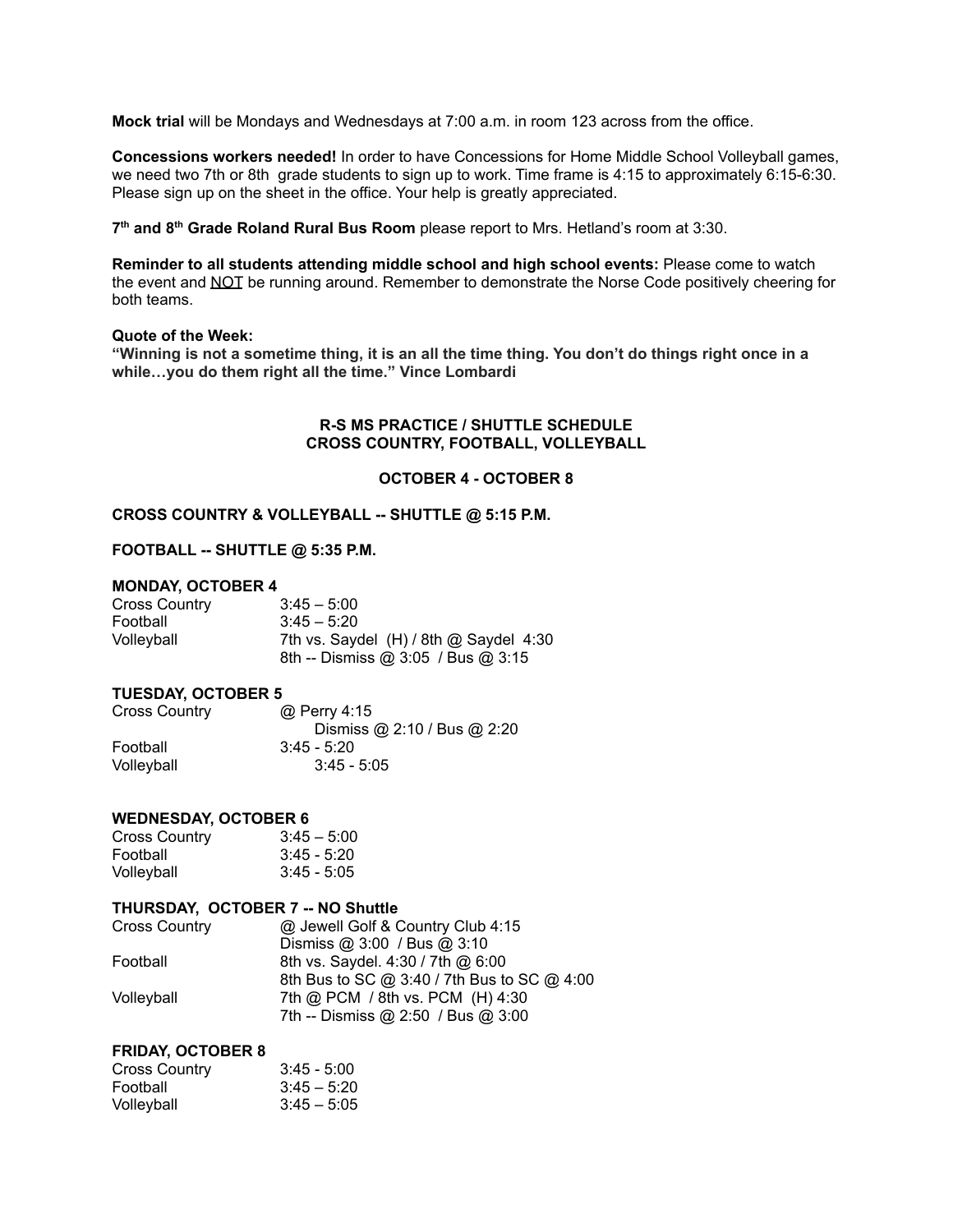**Mock trial** will be Mondays and Wednesdays at 7:00 a.m. in room 123 across from the office.

**Concessions workers needed!** In order to have Concessions for Home Middle School Volleyball games, we need two 7th or 8th grade students to sign up to work. Time frame is 4:15 to approximately 6:15-6:30. Please sign up on the sheet in the office. Your help is greatly appreciated.

**7th and 8th Grade Roland Rural Bus Room** please report to Mrs. Hetland's room at 3:30.

**Reminder to all students attending middle school and high school events:** Please come to watch the event and NOT be running around. Remember to demonstrate the Norse Code positively cheering for both teams.

**Quote of the Week:**
**"Winning is not a sometime thing, it is an all the time thing. You don't do things right once in a while…you do them right all the time." Vince Lombardi**

**R-S MS PRACTICE / SHUTTLE SCHEDULE**
**CROSS COUNTRY, FOOTBALL, VOLLEYBALL**

**OCTOBER 4 - OCTOBER 8**

**CROSS COUNTRY & VOLLEYBALL -- SHUTTLE @ 5:15 P.M.**

**FOOTBALL -- SHUTTLE @ 5:35 P.M.**

**MONDAY, OCTOBER 4**

| | |
|---|---|
| Cross Country | 3:45 – 5:00 |
| Football | 3:45 – 5:20 |
| Volleyball | 7th vs. Saydel (H) / 8th @ Saydel 4:30<br>8th -- Dismiss @ 3:05 / Bus @ 3:15 |

**TUESDAY, OCTOBER 5**

| | |
|---|---|
| Cross Country | @ Perry 4:15<br>Dismiss @ 2:10 / Bus @ 2:20 |
| Football | 3:45 - 5:20 |
| Volleyball | 3:45 - 5:05 |

**WEDNESDAY, OCTOBER 6**

| | |
|---|---|
| Cross Country | 3:45 – 5:00 |
| Football | 3:45 - 5:20 |
| Volleyball | 3:45 - 5:05 |

**THURSDAY, OCTOBER 7 -- NO Shuttle**

| | |
|---|---|
| Cross Country | @ Jewell Golf & Country Club 4:15<br>Dismiss @ 3:00 / Bus @ 3:10 |
| Football | 8th vs. Saydel. 4:30 / 7th @ 6:00<br>8th Bus to SC @ 3:40 / 7th Bus to SC @ 4:00 |
| Volleyball | 7th @ PCM / 8th vs. PCM (H) 4:30<br>7th -- Dismiss @ 2:50 / Bus @ 3:00 |

**FRIDAY, OCTOBER 8**

| | |
|---|---|
| Cross Country | 3:45 - 5:00 |
| Football | 3:45 – 5:20 |
| Volleyball | 3:45 – 5:05 |